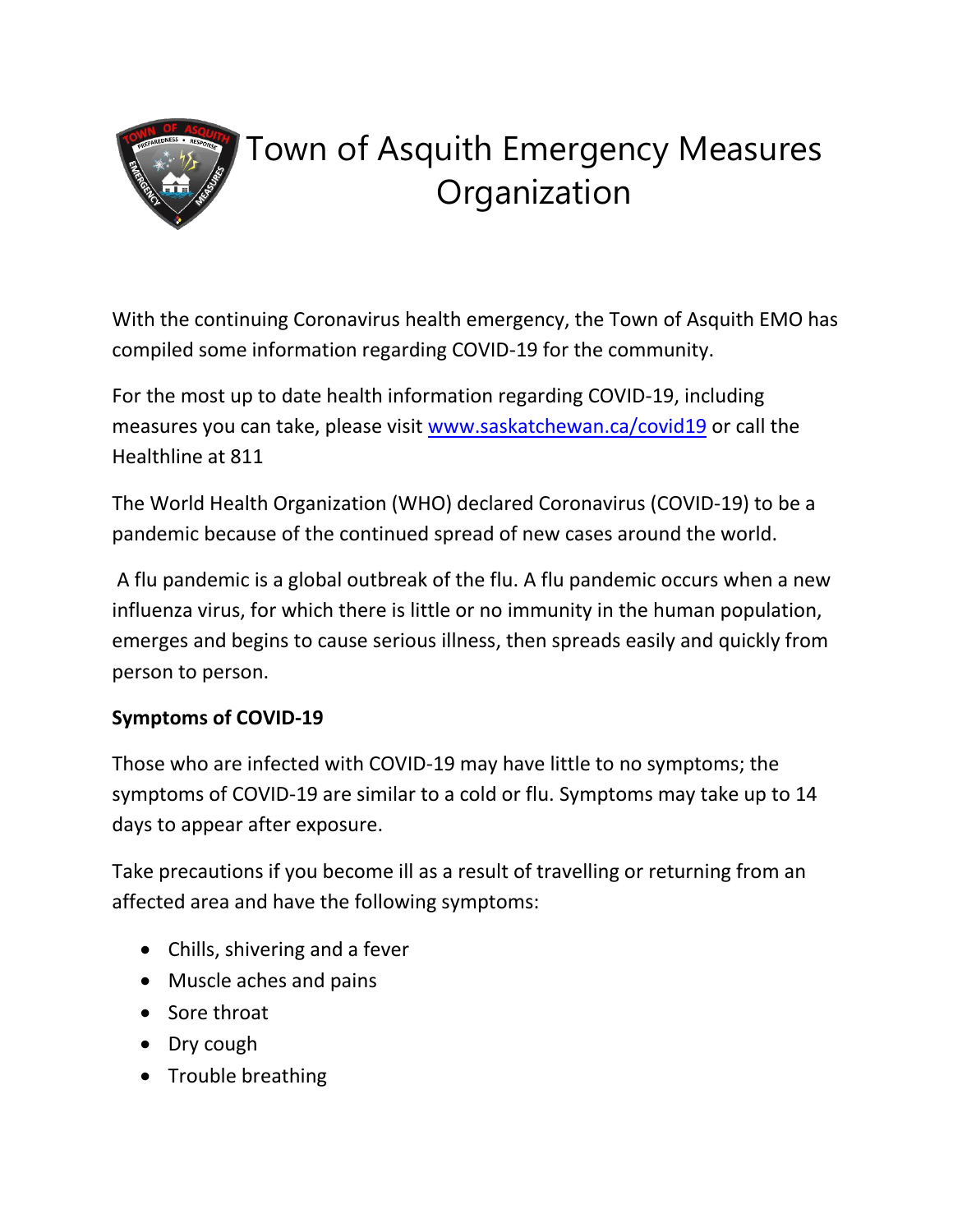# Town of Asquith Emergency Measures Organization

With the continuing Coronavirus health emergency, the Town of Asquith EMO has compiled some information regarding COVID-19 for the community.

For the most up to date health information regarding COVID-19, including measures you can take, please visit www.saskatchewan.ca/covid19 or call the Healthline at 811

The World Health Organization (WHO) declared Coronavirus (COVID-19) to be a pandemic because of the continued spread of new cases around the world.

A flu pandemic is a global outbreak of the flu. A flu pandemic occurs when a new influenza virus, for which there is little or no immunity in the human population, emerges and begins to cause serious illness, then spreads easily and quickly from person to person.

**Symptoms of COVID-19**

Those who are infected with COVID-19 may have little to no symptoms; the symptoms of COVID-19 are similar to a cold or flu. Symptoms may take up to 14 days to appear after exposure.

Take precautions if you become ill as a result of travelling or returning from an affected area and have the following symptoms:

- Chills, shivering and a fever
- Muscle aches and pains
- Sore throat
- Dry cough
- Trouble breathing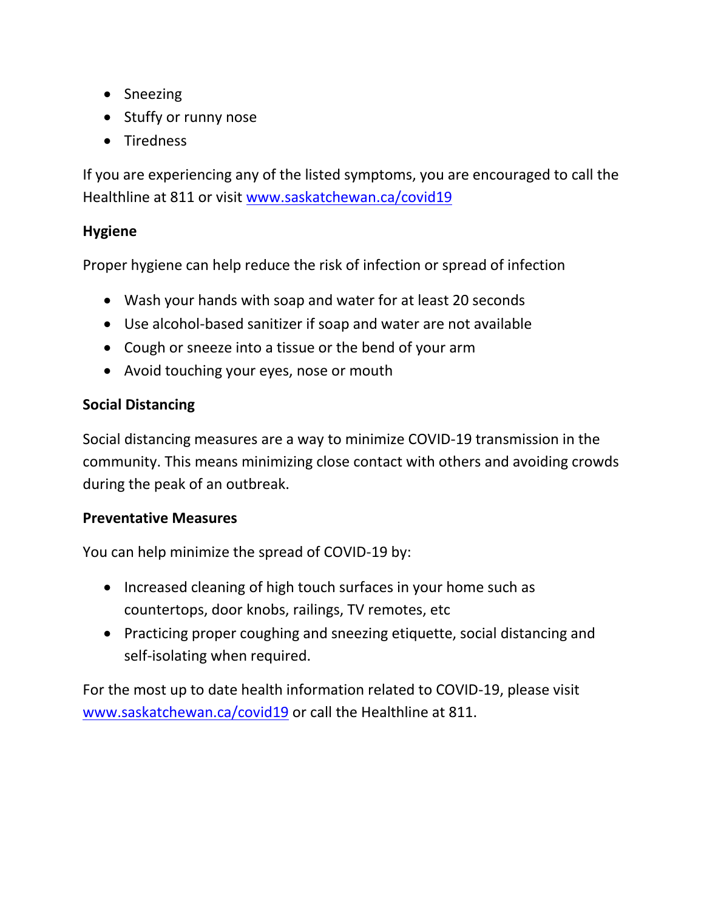- Sneezing
- Stuffy or runny nose
- Tiredness

If you are experiencing any of the listed symptoms, you are encouraged to call the Healthline at 811 or visit [www.saskatchewan.ca/covid19](http://www.saskatchewan.ca/covid19)

**Hygiene**

Proper hygiene can help reduce the risk of infection or spread of infection

- Wash your hands with soap and water for at least 20 seconds
- Use alcohol-based sanitizer if soap and water are not available
- Cough or sneeze into a tissue or the bend of your arm
- Avoid touching your eyes, nose or mouth

**Social Distancing**

Social distancing measures are a way to minimize COVID-19 transmission in the community. This means minimizing close contact with others and avoiding crowds during the peak of an outbreak.

**Preventative Measures**

You can help minimize the spread of COVID-19 by:

- Increased cleaning of high touch surfaces in your home such as countertops, door knobs, railings, TV remotes, etc
- Practicing proper coughing and sneezing etiquette, social distancing and self-isolating when required.

For the most up to date health information related to COVID-19, please visit [www.saskatchewan.ca/covid19](http://www.saskatchewan.ca/covid19) or call the Healthline at 811.